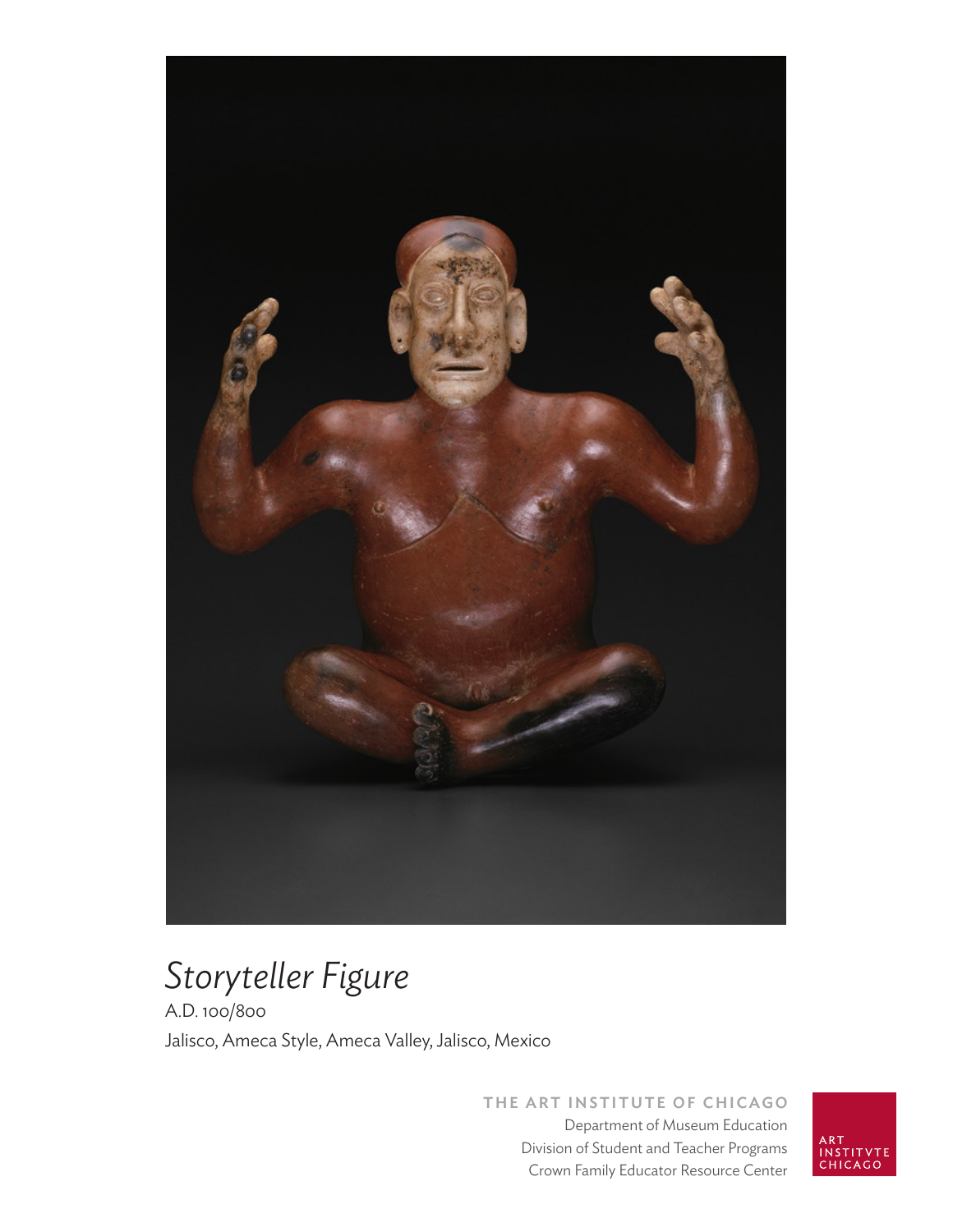# *Storyteller Figure*

A.D. 100/800

Jalisco, Ameca Style, Ameca Valley, Jalisco, Mexico

**THE ART INSTITUTE OF CHICAGO**
Department of Museum Education
Division of Student and Teacher Programs
Crown Family Educator Resource Center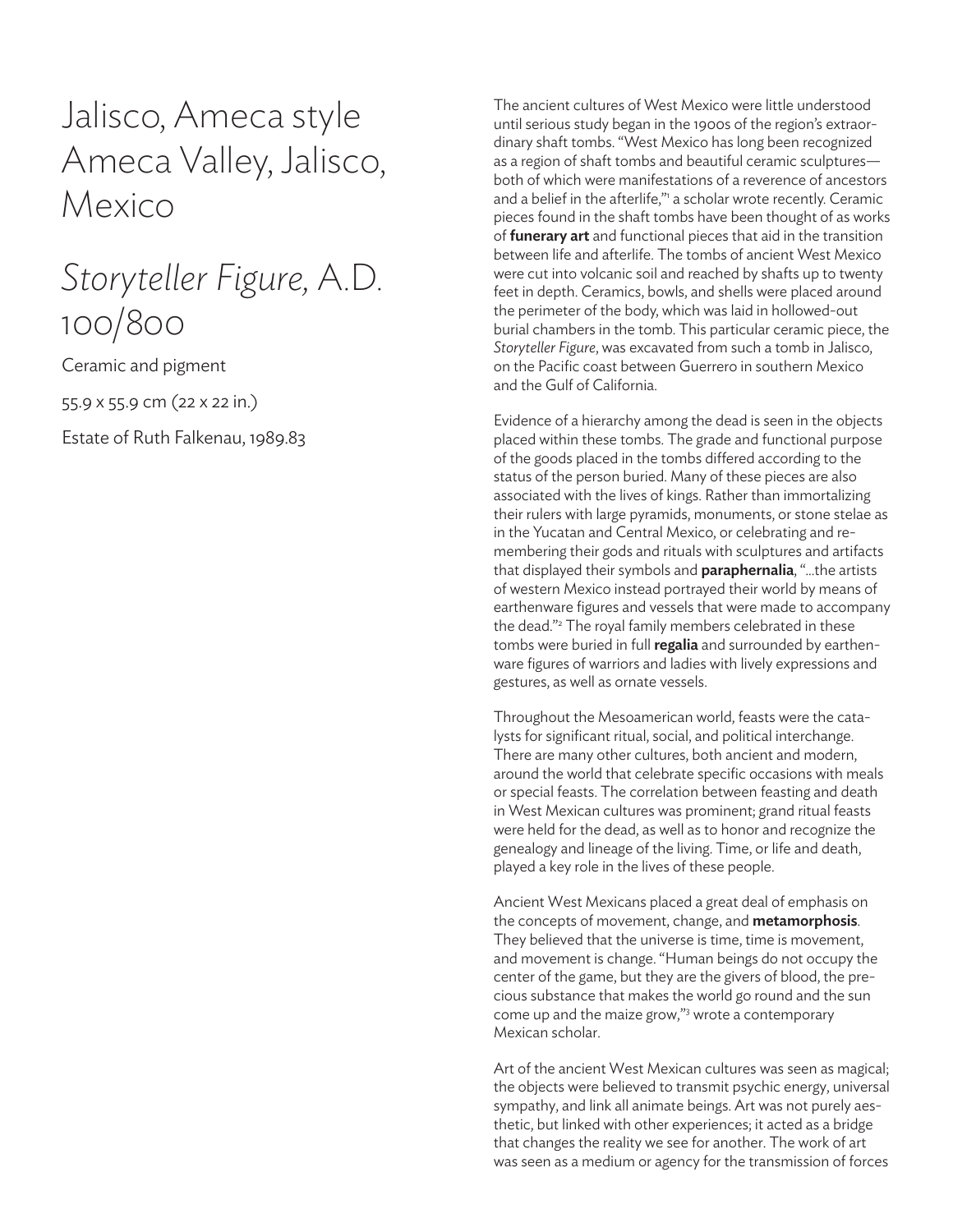# Jalisco, Ameca style Ameca Valley, Jalisco, Mexico

## *Storyteller Figure,* A.D. 100/800

Ceramic and pigment

55.9 x 55.9 cm (22 x 22 in.)

Estate of Ruth Falkenau, 1989.83

The ancient cultures of West Mexico were little understood until serious study began in the 1900s of the region's extraordinary shaft tombs. "West Mexico has long been recognized as a region of shaft tombs and beautiful ceramic sculptures—both of which were manifestations of a reverence of ancestors and a belief in the afterlife,"[1] a scholar wrote recently. Ceramic pieces found in the shaft tombs have been thought of as works of **funerary art** and functional pieces that aid in the transition between life and afterlife. The tombs of ancient West Mexico were cut into volcanic soil and reached by shafts up to twenty feet in depth. Ceramics, bowls, and shells were placed around the perimeter of the body, which was laid in hollowed-out burial chambers in the tomb. This particular ceramic piece, the *Storyteller Figure*, was excavated from such a tomb in Jalisco, on the Pacific coast between Guerrero in southern Mexico and the Gulf of California.

Evidence of a hierarchy among the dead is seen in the objects placed within these tombs. The grade and functional purpose of the goods placed in the tombs differed according to the status of the person buried. Many of these pieces are also associated with the lives of kings. Rather than immortalizing their rulers with large pyramids, monuments, or stone stelae as in the Yucatan and Central Mexico, or celebrating and remembering their gods and rituals with sculptures and artifacts that displayed their symbols and **paraphernalia**, "...the artists of western Mexico instead portrayed their world by means of earthenware figures and vessels that were made to accompany the dead."[2] The royal family members celebrated in these tombs were buried in full **regalia** and surrounded by earthenware figures of warriors and ladies with lively expressions and gestures, as well as ornate vessels.

Throughout the Mesoamerican world, feasts were the catalysts for significant ritual, social, and political interchange. There are many other cultures, both ancient and modern, around the world that celebrate specific occasions with meals or special feasts. The correlation between feasting and death in West Mexican cultures was prominent; grand ritual feasts were held for the dead, as well as to honor and recognize the genealogy and lineage of the living. Time, or life and death, played a key role in the lives of these people.

Ancient West Mexicans placed a great deal of emphasis on the concepts of movement, change, and **metamorphosis**. They believed that the universe is time, time is movement, and movement is change. "Human beings do not occupy the center of the game, but they are the givers of blood, the precious substance that makes the world go round and the sun come up and the maize grow,"[3] wrote a contemporary Mexican scholar.

Art of the ancient West Mexican cultures was seen as magical; the objects were believed to transmit psychic energy, universal sympathy, and link all animate beings. Art was not purely aesthetic, but linked with other experiences; it acted as a bridge that changes the reality we see for another. The work of art was seen as a medium or agency for the transmission of forces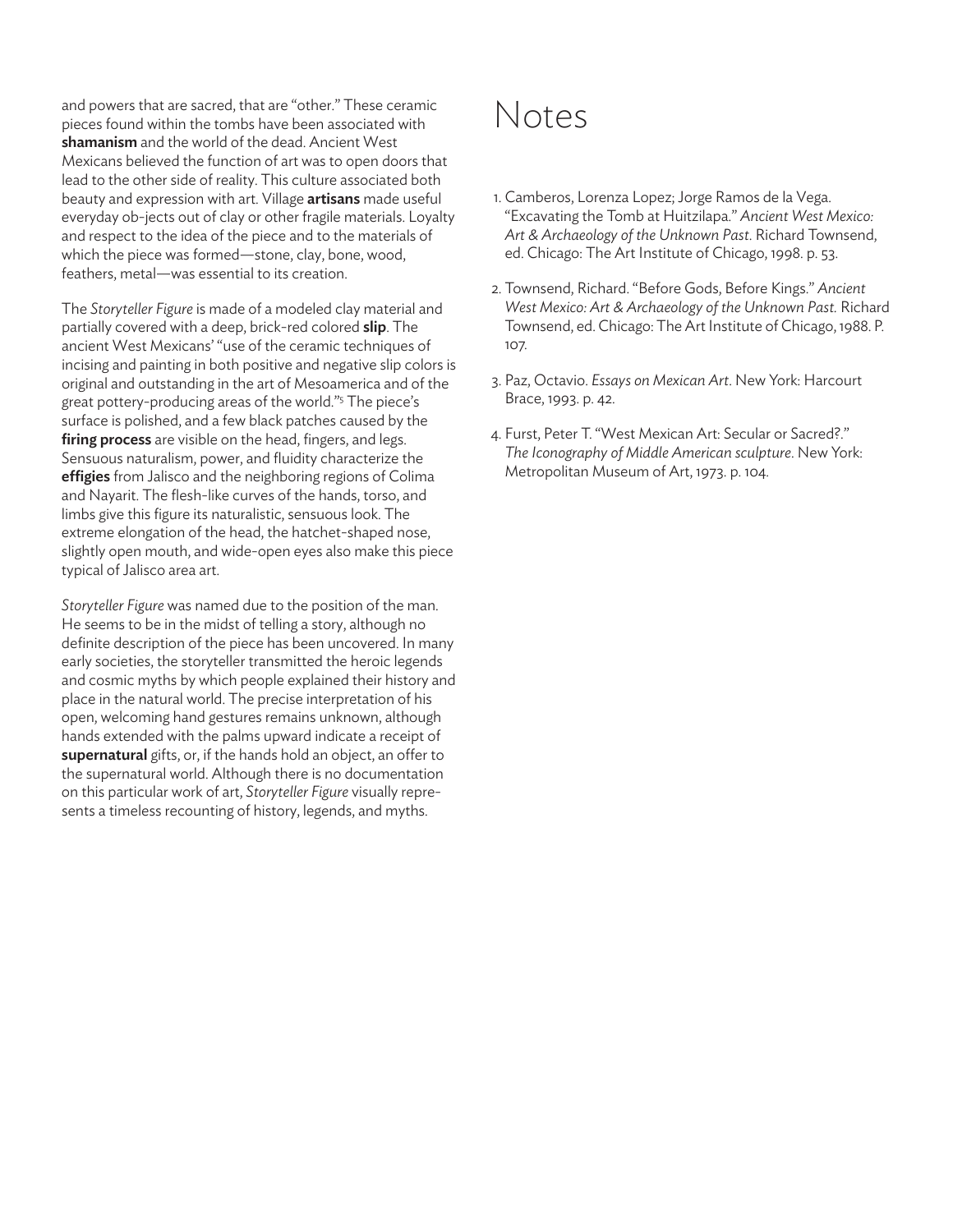and powers that are sacred, that are "other." These ceramic pieces found within the tombs have been associated with **shamanism** and the world of the dead. Ancient West Mexicans believed the function of art was to open doors that lead to the other side of reality. This culture associated both beauty and expression with art. Village **artisans** made useful everyday ob-jects out of clay or other fragile materials. Loyalty and respect to the idea of the piece and to the materials of which the piece was formed—stone, clay, bone, wood, feathers, metal—was essential to its creation.

The *Storyteller Figure* is made of a modeled clay material and partially covered with a deep, brick-red colored **slip**. The ancient West Mexicans' "use of the ceramic techniques of incising and painting in both positive and negative slip colors is original and outstanding in the art of Mesoamerica and of the great pottery-producing areas of the world."[5] The piece's surface is polished, and a few black patches caused by the **firing process** are visible on the head, fingers, and legs. Sensuous naturalism, power, and fluidity characterize the **effigies** from Jalisco and the neighboring regions of Colima and Nayarit. The flesh-like curves of the hands, torso, and limbs give this figure its naturalistic, sensuous look. The extreme elongation of the head, the hatchet-shaped nose, slightly open mouth, and wide-open eyes also make this piece typical of Jalisco area art.

*Storyteller Figure* was named due to the position of the man. He seems to be in the midst of telling a story, although no definite description of the piece has been uncovered. In many early societies, the storyteller transmitted the heroic legends and cosmic myths by which people explained their history and place in the natural world. The precise interpretation of his open, welcoming hand gestures remains unknown, although hands extended with the palms upward indicate a receipt of **supernatural** gifts, or, if the hands hold an object, an offer to the supernatural world. Although there is no documentation on this particular work of art, *Storyteller Figure* visually represents a timeless recounting of history, legends, and myths.

# Notes

1. Camberos, Lorenza Lopez; Jorge Ramos de la Vega. "Excavating the Tomb at Huitzilapa." *Ancient West Mexico: Art & Archaeology of the Unknown Past*. Richard Townsend, ed. Chicago: The Art Institute of Chicago, 1998. p. 53.
2. Townsend, Richard. "Before Gods, Before Kings." *Ancient West Mexico: Art & Archaeology of the Unknown Past.* Richard Townsend, ed. Chicago: The Art Institute of Chicago, 1988. P. 107.
3. Paz, Octavio. *Essays on Mexican Art*. New York: Harcourt Brace, 1993. p. 42.
4. Furst, Peter T. "West Mexican Art: Secular or Sacred?." *The Iconography of Middle American sculpture*. New York: Metropolitan Museum of Art, 1973. p. 104.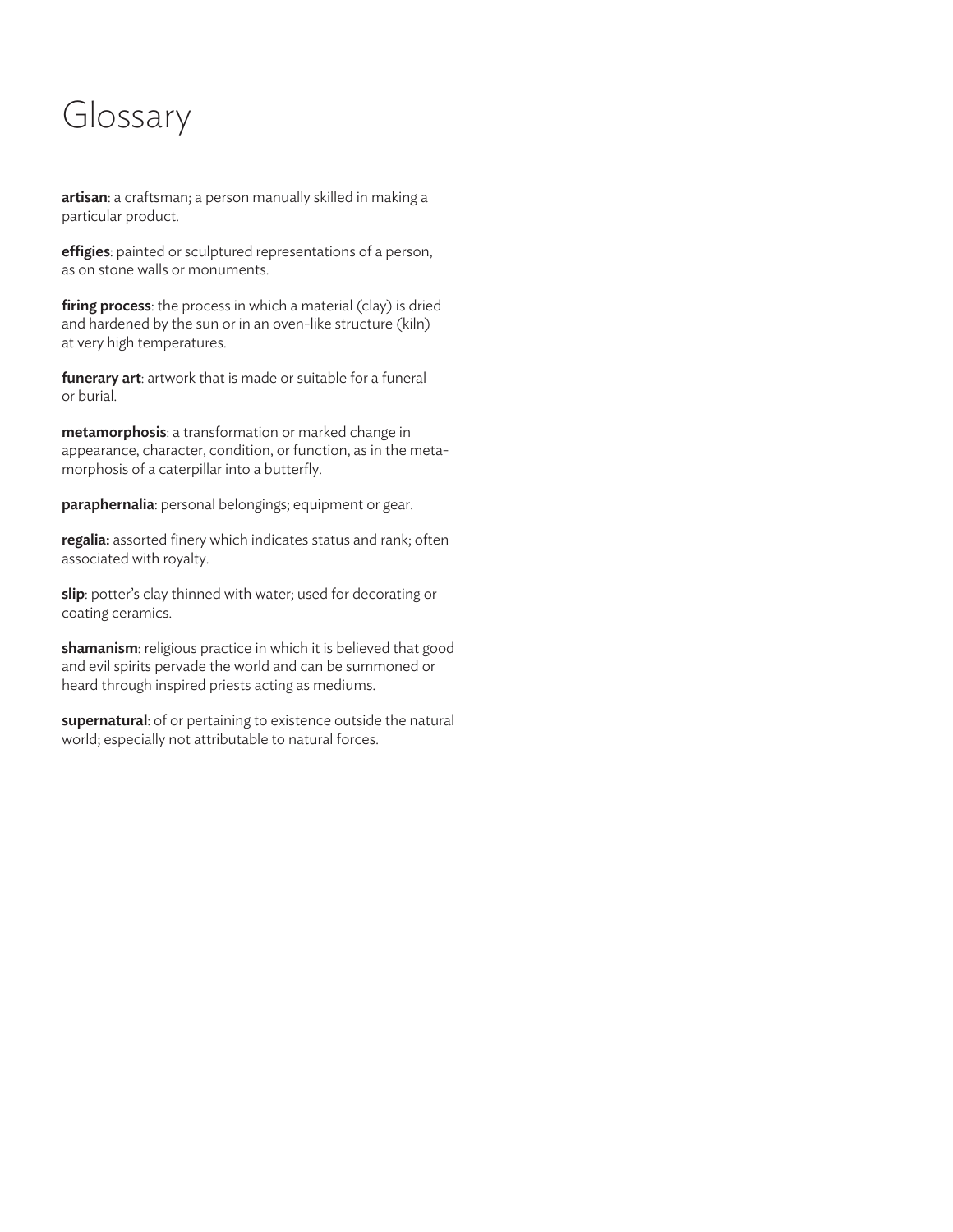# Glossary

**artisan**: a craftsman; a person manually skilled in making a particular product.

**effigies**: painted or sculptured representations of a person, as on stone walls or monuments.

**firing process**: the process in which a material (clay) is dried and hardened by the sun or in an oven-like structure (kiln) at very high temperatures.

**funerary art**: artwork that is made or suitable for a funeral or burial.

**metamorphosis**: a transformation or marked change in appearance, character, condition, or function, as in the metamorphosis of a caterpillar into a butterfly.

**paraphernalia**: personal belongings; equipment or gear.

**regalia:** assorted finery which indicates status and rank; often associated with royalty.

**slip**: potter's clay thinned with water; used for decorating or coating ceramics.

**shamanism**: religious practice in which it is believed that good and evil spirits pervade the world and can be summoned or heard through inspired priests acting as mediums.

**supernatural**: of or pertaining to existence outside the natural world; especially not attributable to natural forces.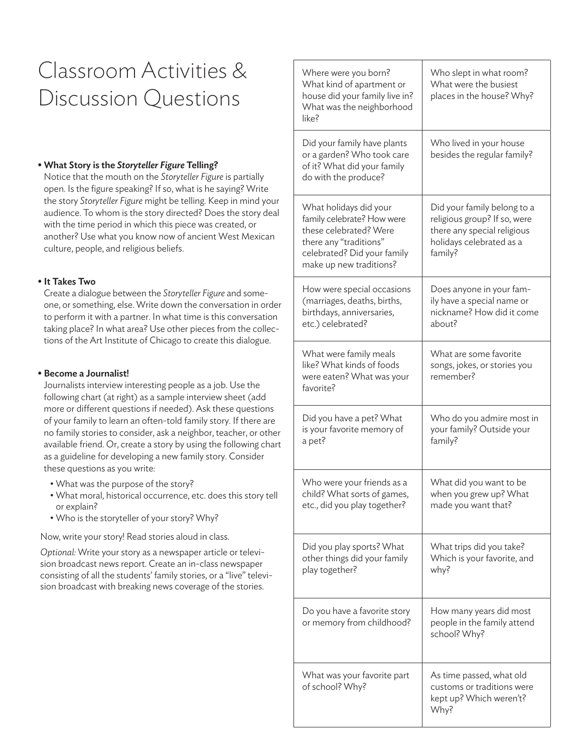# Classroom Activities & Discussion Questions

- **What Story is the *Storyteller Figure* Telling?**
  Notice that the mouth on the *Storyteller Figure* is partially open. Is the figure speaking? If so, what is he saying? Write the story *Storyteller Figure* might be telling. Keep in mind your audience. To whom is the story directed? Does the story deal with the time period in which this piece was created, or another? Use what you know now of ancient West Mexican culture, people, and religious beliefs.

- **It Takes Two**
  Create a dialogue between the *Storyteller Figure* and someone, or something, else. Write down the conversation in order to perform it with a partner. In what time is this conversation taking place? In what area? Use other pieces from the collections of the Art Institute of Chicago to create this dialogue.

- **Become a Journalist!**
  Journalists interview interesting people as a job. Use the following chart (at right) as a sample interview sheet (add more or different questions if needed). Ask these questions of your family to learn an often-told family story. If there are no family stories to consider, ask a neighbor, teacher, or other available friend. Or, create a story by using the following chart as a guideline for developing a new family story. Consider these questions as you write:
  - What was the purpose of the story?
  - What moral, historical occurrence, etc. does this story tell or explain?
  - Who is the storyteller of your story? Why?

  Now, write your story! Read stories aloud in class.

  *Optional:* Write your story as a newspaper article or television broadcast news report. Create an in-class newspaper consisting of all the students' family stories, or a "live" television broadcast with breaking news coverage of the stories.

| | |
|---|---|
| Where were you born? What kind of apartment or house did your family live in? What was the neighborhood like? | Who slept in what room? What were the busiest places in the house? Why? |
| Did your family have plants or a garden? Who took care of it? What did your family do with the produce? | Who lived in your house besides the regular family? |
| What holidays did your family celebrate? How were these celebrated? Were there any "traditions" celebrated? Did your family make up new traditions? | Did your family belong to a religious group? If so, were there any special religious holidays celebrated as a family? |
| How were special occasions (marriages, deaths, births, birthdays, anniversaries, etc.) celebrated? | Does anyone in your family have a special name or nickname? How did it come about? |
| What were family meals like? What kinds of foods were eaten? What was your favorite? | What are some favorite songs, jokes, or stories you remember? |
| Did you have a pet? What is your favorite memory of a pet? | Who do you admire most in your family? Outside your family? |
| Who were your friends as a child? What sorts of games, etc., did you play together? | What did you want to be when you grew up? What made you want that? |
| Did you play sports? What other things did your family play together? | What trips did you take? Which is your favorite, and why? |
| Do you have a favorite story or memory from childhood? | How many years did most people in the family attend school? Why? |
| What was your favorite part of school? Why? | As time passed, what old customs or traditions were kept up? Which weren't? Why? |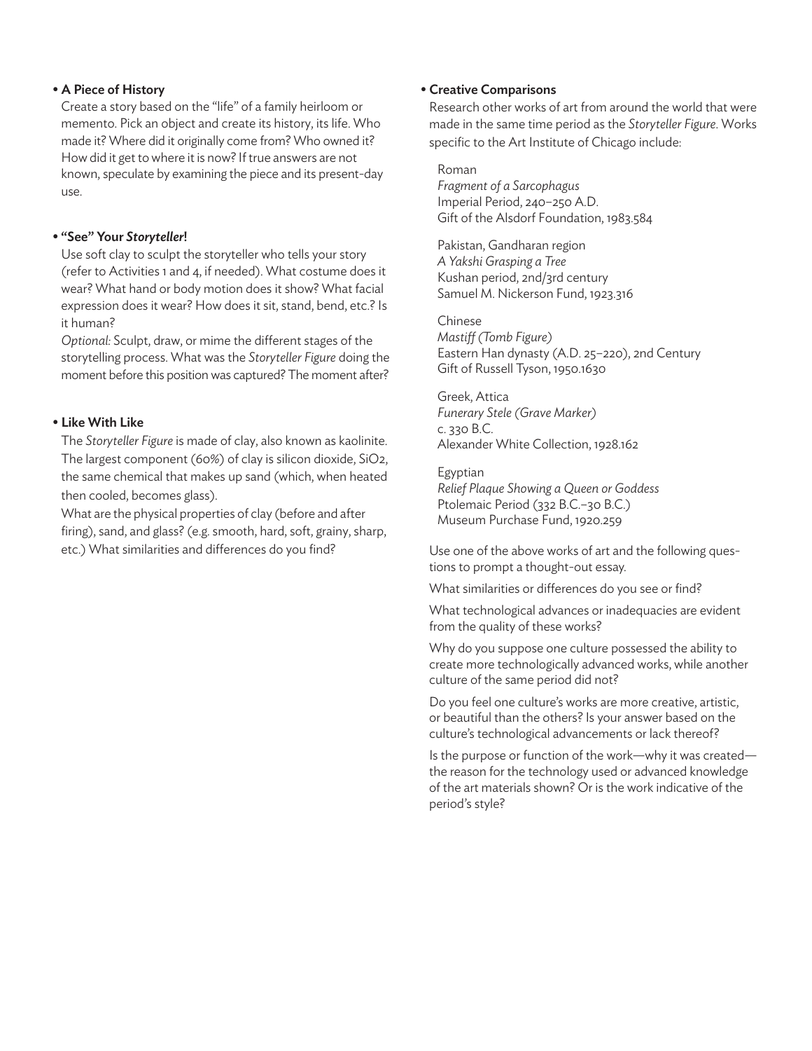- **A Piece of History**

  Create a story based on the "life" of a family heirloom or memento. Pick an object and create its history, its life. Who made it? Where did it originally come from? Who owned it? How did it get to where it is now? If true answers are not known, speculate by examining the piece and its present-day use.

- **"See" Your *Storyteller*!**

  Use soft clay to sculpt the storyteller who tells your story (refer to Activities 1 and 4, if needed). What costume does it wear? What hand or body motion does it show? What facial expression does it wear? How does it sit, stand, bend, etc.? Is it human?

  *Optional:* Sculpt, draw, or mime the different stages of the storytelling process. What was the *Storyteller Figure* doing the moment before this position was captured? The moment after?

- **Like With Like**

  The *Storyteller Figure* is made of clay, also known as kaolinite. The largest component (60%) of clay is silicon dioxide, $SiO_2$, the same chemical that makes up sand (which, when heated then cooled, becomes glass).

  What are the physical properties of clay (before and after firing), sand, and glass? (e.g. smooth, hard, soft, grainy, sharp, etc.) What similarities and differences do you find?

- **Creative Comparisons**

  Research other works of art from around the world that were made in the same time period as the *Storyteller Figure*. Works specific to the Art Institute of Chicago include:

  Roman
  *Fragment of a Sarcophagus*
  Imperial Period, 240–250 A.D.
  Gift of the Alsdorf Foundation, 1983.584

  Pakistan, Gandharan region
  *A Yakshi Grasping a Tree*
  Kushan period, 2nd/3rd century
  Samuel M. Nickerson Fund, 1923.316

  Chinese
  *Mastiff (Tomb Figure)*
  Eastern Han dynasty (A.D. 25–220), 2nd Century
  Gift of Russell Tyson, 1950.1630

  Greek, Attica
  *Funerary Stele (Grave Marker)*
  c. 330 B.C.
  Alexander White Collection, 1928.162

  Egyptian
  *Relief Plaque Showing a Queen or Goddess*
  Ptolemaic Period (332 B.C.–30 B.C.)
  Museum Purchase Fund, 1920.259

  Use one of the above works of art and the following questions to prompt a thought-out essay.

  What similarities or differences do you see or find?

  What technological advances or inadequacies are evident from the quality of these works?

  Why do you suppose one culture possessed the ability to create more technologically advanced works, while another culture of the same period did not?

  Do you feel one culture's works are more creative, artistic, or beautiful than the others? Is your answer based on the culture's technological advancements or lack thereof?

  Is the purpose or function of the work—why it was created—the reason for the technology used or advanced knowledge of the art materials shown? Or is the work indicative of the period's style?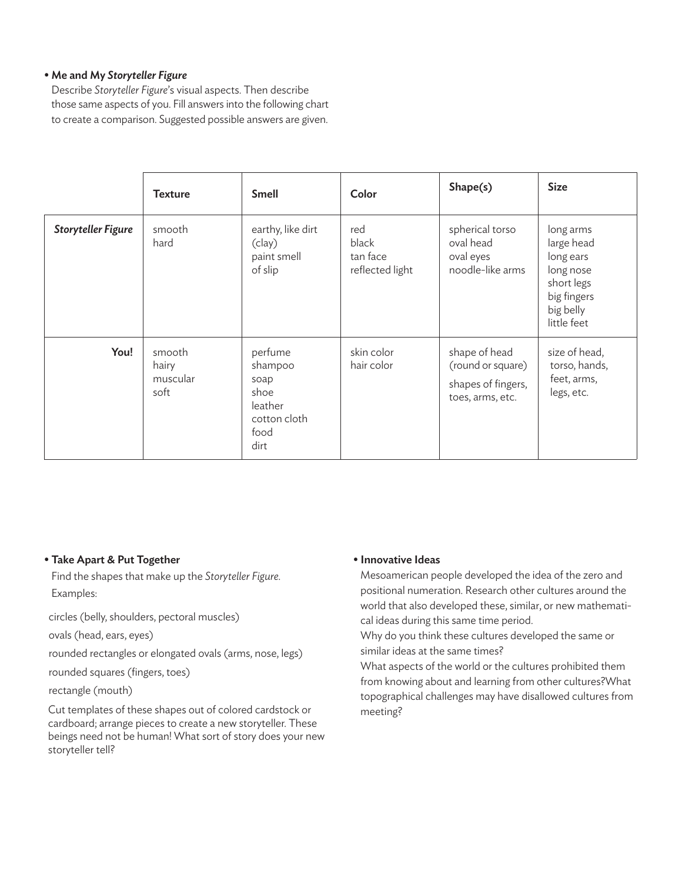- **Me and My *Storyteller Figure***

  Describe *Storyteller Figure*'s visual aspects. Then describe those same aspects of you. Fill answers into the following chart to create a comparison. Suggested possible answers are given.

| | Texture | Smell | Color | Shape(s) | Size |
|---|---|---|---|---|---|
| ***Storyteller Figure*** | smooth<br>hard | earthy, like dirt (clay)<br>paint smell of slip | red<br>black<br>tan face<br>reflected light | spherical torso<br>oval head<br>oval eyes<br>noodle-like arms | long arms<br>large head<br>long ears<br>long nose<br>short legs<br>big fingers<br>big belly<br>little feet |
| **You!** | smooth<br>hairy<br>muscular<br>soft | perfume<br>shampoo<br>soap<br>shoe<br>leather<br>cotton cloth<br>food<br>dirt | skin color<br>hair color | shape of head (round or square)<br>shapes of fingers, toes, arms, etc. | size of head, torso, hands, feet, arms, legs, etc. |

- **Take Apart & Put Together**

  Find the shapes that make up the *Storyteller Figure.* Examples:

  circles (belly, shoulders, pectoral muscles)

  ovals (head, ears, eyes)

  rounded rectangles or elongated ovals (arms, nose, legs)

  rounded squares (fingers, toes)

  rectangle (mouth)

  Cut templates of these shapes out of colored cardstock or cardboard; arrange pieces to create a new storyteller. These beings need not be human! What sort of story does your new storyteller tell?

- **Innovative Ideas**

  Mesoamerican people developed the idea of the zero and positional numeration. Research other cultures around the world that also developed these, similar, or new mathematical ideas during this same time period.

  Why do you think these cultures developed the same or similar ideas at the same times?

  What aspects of the world or the cultures prohibited them from knowing about and learning from other cultures?What topographical challenges may have disallowed cultures from meeting?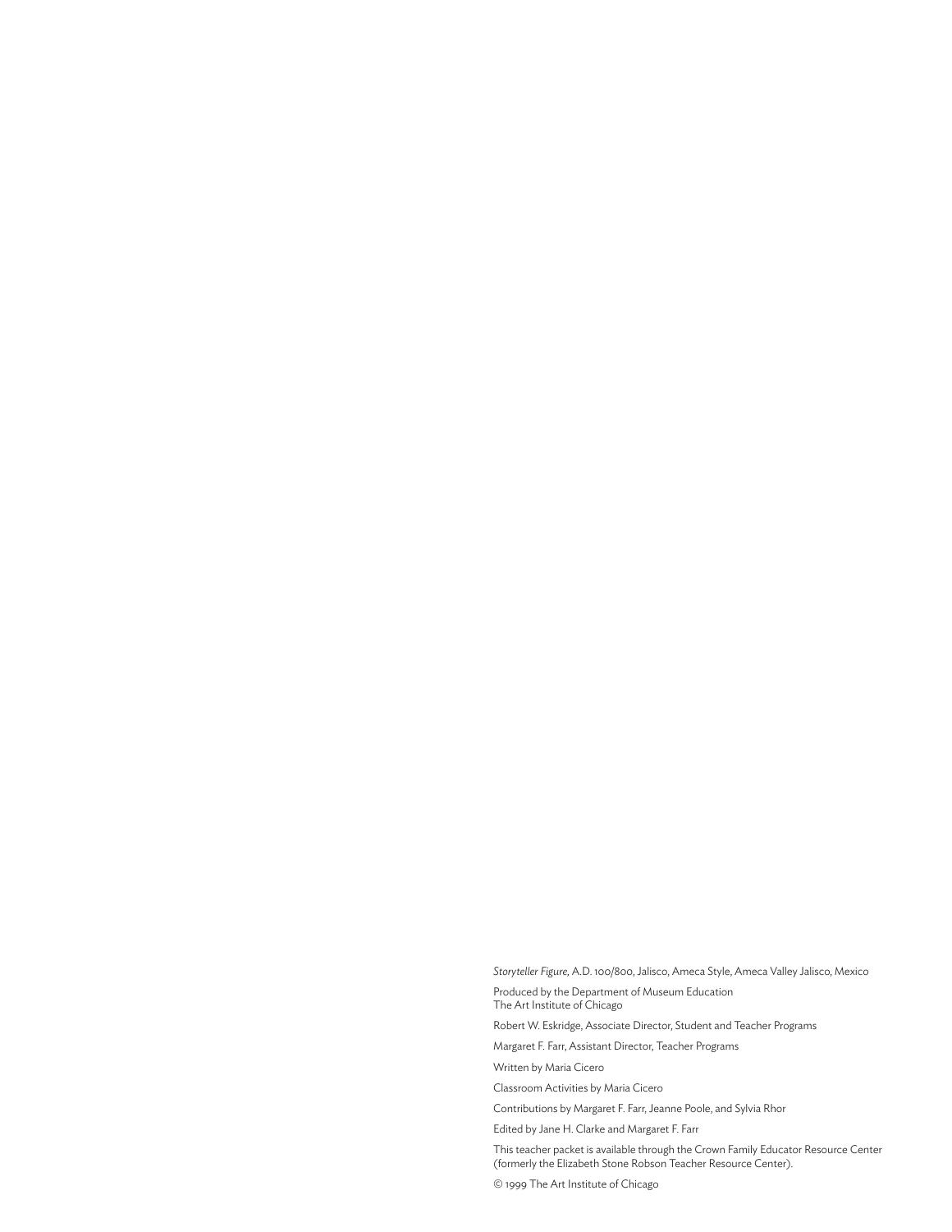*Storyteller Figure,* A.D. 100/800, Jalisco, Ameca Style, Ameca Valley Jalisco, Mexico

Produced by the Department of Museum Education
The Art Institute of Chicago

Robert W. Eskridge, Associate Director, Student and Teacher Programs

Margaret F. Farr, Assistant Director, Teacher Programs

Written by Maria Cicero

Classroom Activities by Maria Cicero

Contributions by Margaret F. Farr, Jeanne Poole, and Sylvia Rhor

Edited by Jane H. Clarke and Margaret F. Farr

This teacher packet is available through the Crown Family Educator Resource Center (formerly the Elizabeth Stone Robson Teacher Resource Center).

© 1999 The Art Institute of Chicago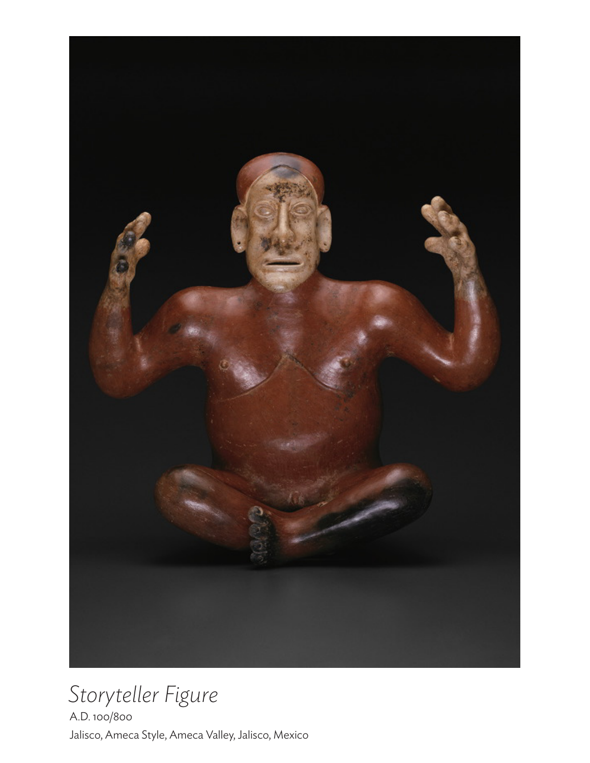*Storyteller Figure*

A.D. 100/800

Jalisco, Ameca Style, Ameca Valley, Jalisco, Mexico